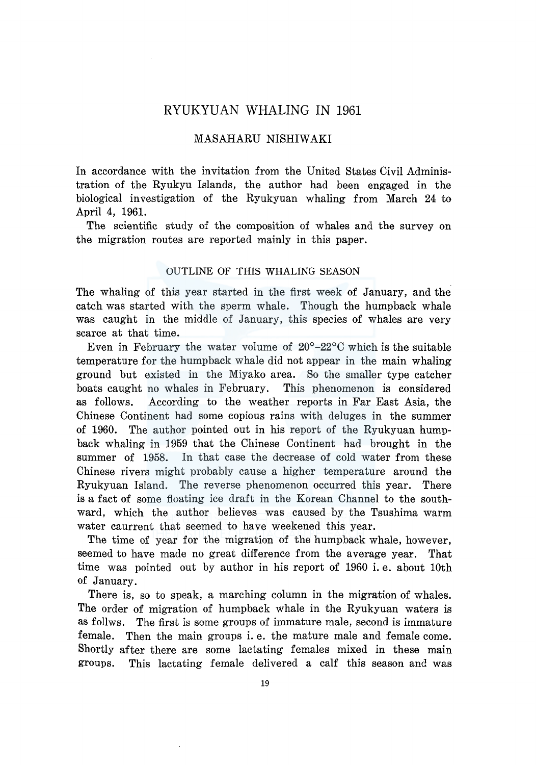# RYUKYUAN WHALING IN 1961

## MASAHARU NISHIWAKI

In accordance with the invitation from the United States Civil Administration of the Ryukyu Islands, the author had been engaged in the biological investigation of the Ryukyuan whaling from March 24 to April 4, 1961.

The scientific study of the composition of whales and the survey on the migration routes are reported mainly in this paper.

### OUTLINE OF THIS WHALING SEASON

The whaling of this year started in the first week of January, and the catch was started with the sperm whale. Though the humpback whale was caught in the middle of January, this species of whales are very scarce at that time.

Even in February the water volume of 20°–22°C which is the suitable temperature for the humpback whale did not appear in the main whaling ground but existed in the Miyako area. So the smaller type catcher boats caught no whales in February. This phenomenon is considered as follows. According to the weather reports in Far East Asia, the Chinese Continent had some copious rains with deluges in the summer of 1960. The author pointed out in his report of the Ryukyuan humpback whaling in 1959 that the Chinese Continent had brought in the summer of 1958. In that case the decrease of cold water from these Chinese rivers might probably cause a higher temperature around the Ryukyuan Island. The reverse phenomenon occurred this year. There is a fact of some floating ice draft in the Korean Channel to the southward, which the author believes was caused by the Tsushima warm water caurrent that seemed to have weekened this year.

The time of year for the migration of the humpback whale, however, seemed to have made no great difference from the average year. That time was pointed out by author in his report of 1960 i. e. about 10th of January.

There is, so to speak, a marching column in the migration of whales. The order of migration of humpback whale in the Ryukyuan waters is as follws. The first is some groups of immature male, second is immature female. Then the main groups i. e. the mature male and female come. Shortly after there are some lactating females mixed in these main groups. This lactating female delivered a calf this season and was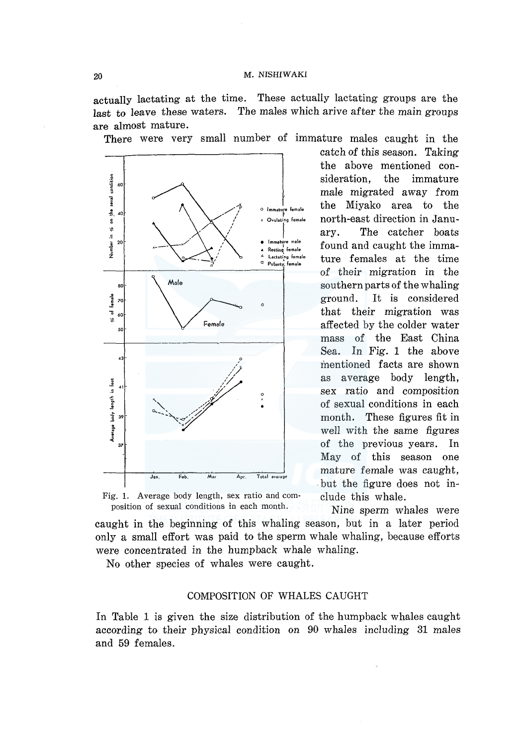actually lactating at the time. These actually lactating groups are the last to leave these waters. The males which arive after the main groups are almost mature.

There were very small number of immature males caught in the catch of this season. Taking the above mentioned consideration, the immature male migrated away from the Miyako area to the north-east direction in January. The catcher boats found and caught the immature females at the time of their migration in the southern parts of the whaling ground. It is considered that their migration was affected by the colder water mass of the East China Sea. In Fig. 1 the above mentioned facts are shown as average body length, sex ratio and composition of sexual conditions in each month. These figures fit in well with the same figures of the previous years. In May of this season one mature female was caught, but the figure does not include this whale.

Fig. 1. Average body length, sex ratio and composition of sexual conditions in each month.

Nine sperm whales were caught in the beginning of this whaling season, but in a later period only a small effort was paid to the sperm whale whaling, because efforts were concentrated in the humpback whale whaling.

No other species of whales were caught.

## COMPOSITION OF WHALES CAUGHT

In Table 1 is given the size distribution of the humpback whales caught according to their physical condition on 90 whales including 31 males and 59 females.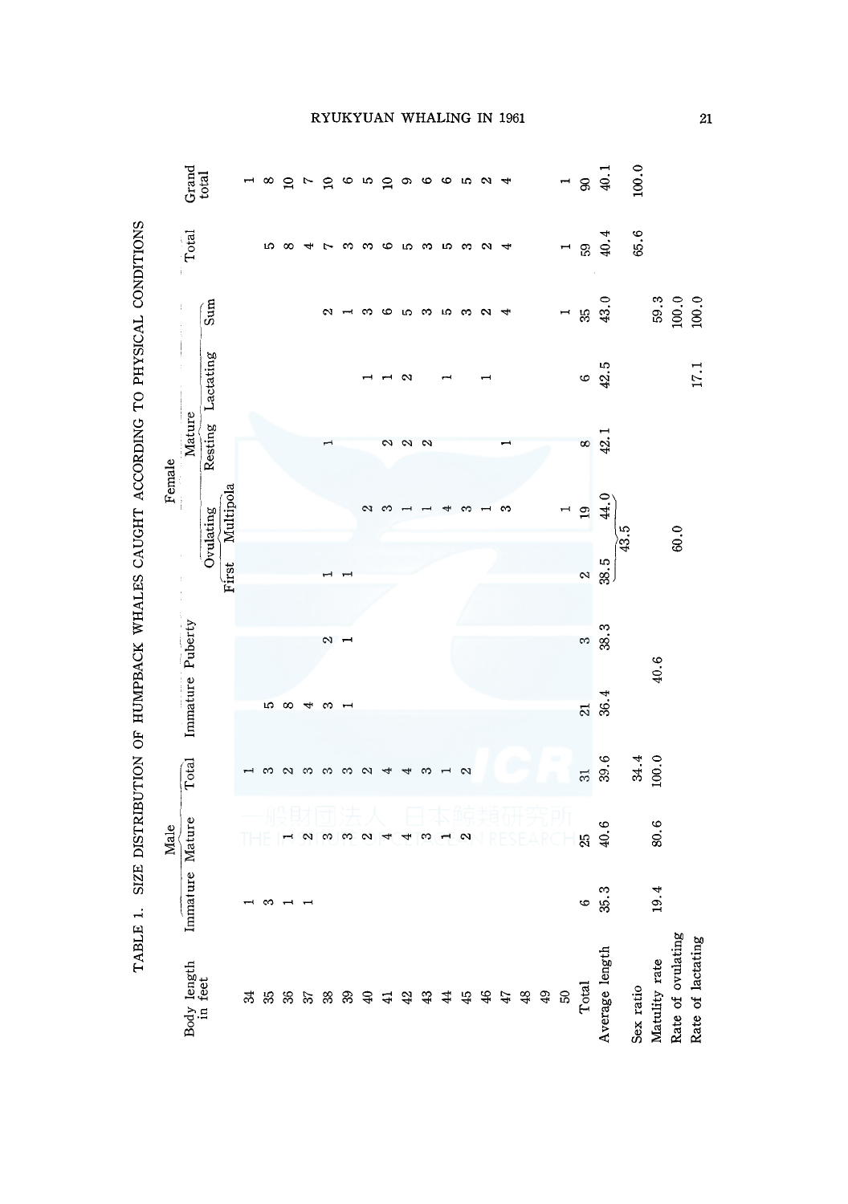TABLE 1. SIZE DISTRIBUTION OF HUMPBACK WHALES CAUGHT ACCORDING TO PHYSICAL CONDITIONS

| Body length in feet | Male | | | Female | | | | | | | | Grand total |
|---|---|---|---|---|---|---|---|---|---|---|---|---|
| | Immature | Mature | Total | Immature | Puberty | Mature | | | | | Total | |
| | | | | | | Ovulating | | Resting | Lactating | Sum | | |
| | | | | | | First | Multipola | | | | | |
| 34 | 1 | | 1 | | | | | | | | | 1 |
| 35 | 3 | | 3 | 5 | | | | | | | 5 | 8 |
| 36 | 1 | 1 | 2 | 8 | | | | | | | 8 | 10 |
| 37 | 1 | 2 | 3 | 4 | | | | | | | 4 | 7 |
| 38 | | 3 | 3 | 3 | 2 | 1 | | 1 | | 2 | 7 | 10 |
| 39 | | 3 | 3 | 1 | 1 | 1 | | | | 1 | 3 | 6 |
| 40 | | 2 | 2 | | | | 2 | | 1 | 3 | 3 | 5 |
| 41 | | 4 | 4 | | | | 3 | 2 | 1 | 6 | 6 | 10 |
| 42 | | 4 | 4 | | | | 1 | 2 | 2 | 5 | 5 | 9 |
| 43 | | 3 | 3 | | | | 1 | 2 | | 3 | 3 | 6 |
| 44 | | 1 | 1 | | | | 4 | | 1 | 5 | 5 | 6 |
| 45 | | 2 | 2 | | | | 3 | | | 3 | 3 | 5 |
| 46 | | | | | | | 1 | | 1 | 2 | 2 | 2 |
| 47 | | | | | | | 3 | 1 | | 4 | 4 | 4 |
| 48 | | | | | | | | | | | | |
| 49 | | | | | | | | | | | | |
| 50 | | | | | | | 1 | | | 1 | 1 | 1 |
| Total | 6 | 25 | 31 | 21 | 3 | 2 | 19 | 8 | 6 | 35 | 59 | 90 |
| Average length | 35.3 | 40.6 | 39.6 | 36.4 | 38.3 | 38.5 | 44.0 (43.5) | 42.1 | 42.5 | 43.0 | 40.4 | 40.1 |
| Sex ratio | | | 34.4 | | | | | | | | 65.6 | 100.0 |
| Maturity rate | 19.4 | 80.6 | 100.0 | 40.6 | | | | | | 59.3 | | |
| Rate of ovulating | | | | | | 60.0 | | | | 100.0 | | |
| Rate of lactating | | | | | | | | | 17.1 | 100.0 | | |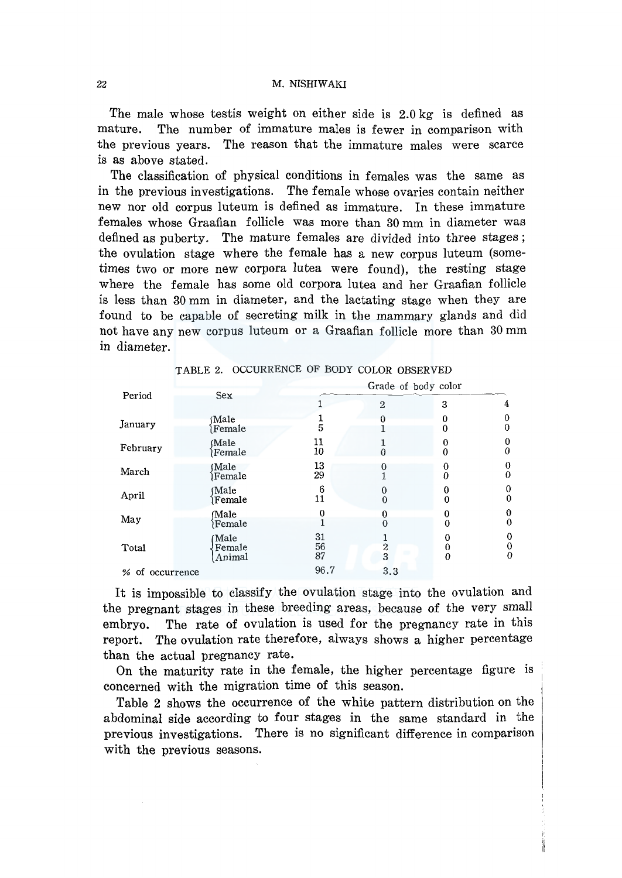The male whose testis weight on either side is 2.0 kg is defined as mature. The number of immature males is fewer in comparison with the previous years. The reason that the immature males were scarce is as above stated.

The classification of physical conditions in females was the same as in the previous investigations. The female whose ovaries contain neither new nor old corpus luteum is defined as immature. In these immature females whose Graafian follicle was more than 30 mm in diameter was defined as puberty. The mature females are divided into three stages; the ovulation stage where the female has a new corpus luteum (sometimes two or more new corpora lutea were found), the resting stage where the female has some old corpora lutea and her Graafian follicle is less than 30 mm in diameter, and the lactating stage when they are found to be capable of secreting milk in the mammary glands and did not have any new corpus luteum or a Graafian follicle more than 30 mm in diameter.

TABLE 2. OCCURRENCE OF BODY COLOR OBSERVED

| Period | Sex | Grade of body color | | | |
|---|---|---|---|---|---|
| | | 1 | 2 | 3 | 4 |
| January | Male | 1 | 0 | 0 | 0 |
| | Female | 5 | 1 | 0 | 0 |
| February | Male | 11 | 1 | 0 | 0 |
| | Female | 10 | 0 | 0 | 0 |
| March | Male | 13 | 0 | 0 | 0 |
| | Female | 29 | 1 | 0 | 0 |
| April | Male | 6 | 0 | 0 | 0 |
| | Female | 11 | 0 | 0 | 0 |
| May | Male | 0 | 0 | 0 | 0 |
| | Female | 1 | 0 | 0 | 0 |
| Total | Male | 31 | 1 | 0 | 0 |
| | Female | 56 | 2 | 0 | 0 |
| | Animal | 87 | 3 | 0 | 0 |
| % of occurrence | | 96.7 | 3.3 | | |

It is impossible to classify the ovulation stage into the ovulation and the pregnant stages in these breeding areas, because of the very small embryo. The rate of ovulation is used for the pregnancy rate in this report. The ovulation rate therefore, always shows a higher percentage than the actual pregnancy rate.

On the maturity rate in the female, the higher percentage figure is concerned with the migration time of this season.

Table 2 shows the occurrence of the white pattern distribution on the abdominal side according to four stages in the same standard in the previous investigations. There is no significant difference in comparison with the previous seasons.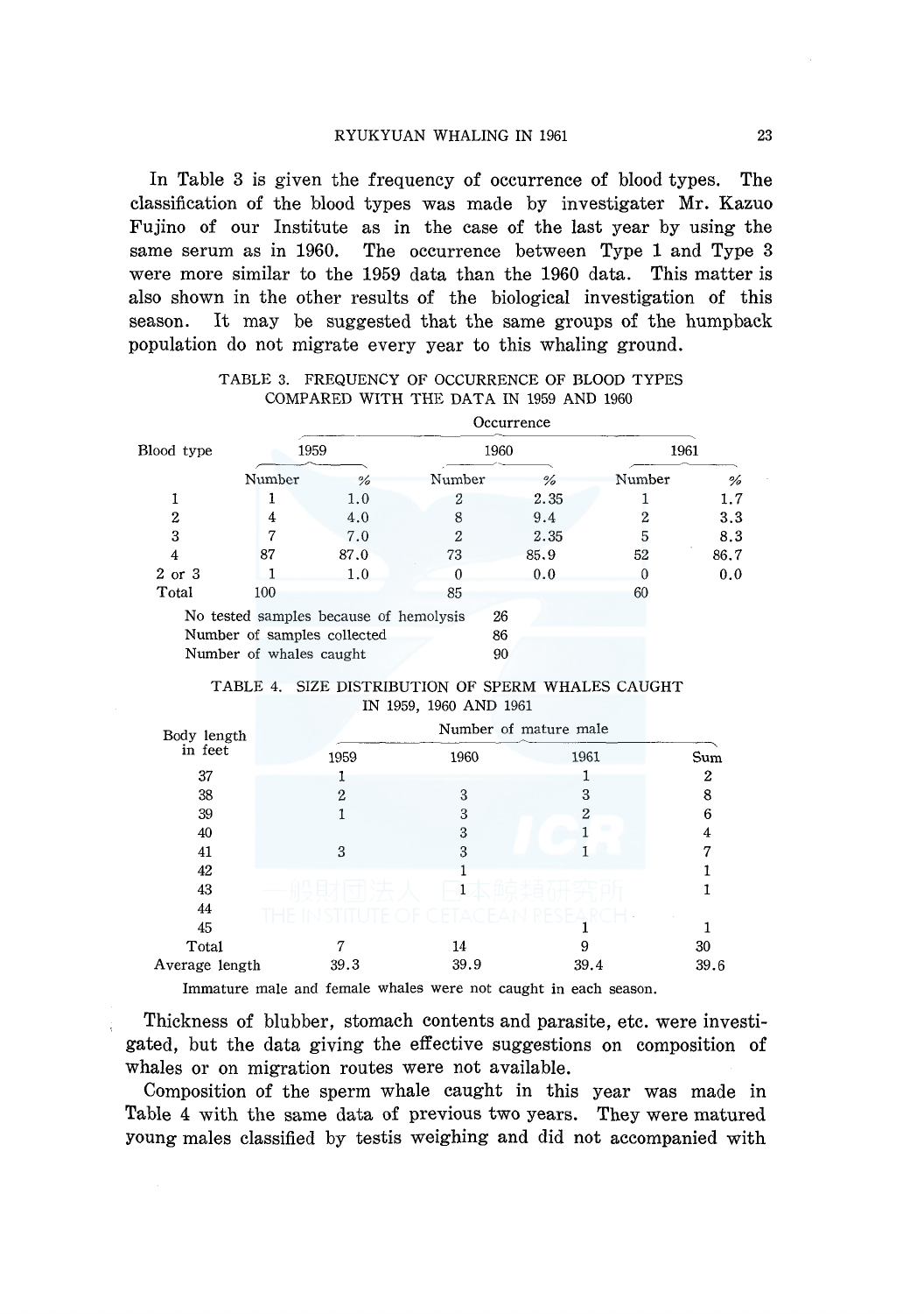In Table 3 is given the frequency of occurrence of blood types. The classification of the blood types was made by investigater Mr. Kazuo Fujino of our Institute as in the case of the last year by using the same serum as in 1960. The occurrence between Type 1 and Type 3 were more similar to the 1959 data than the 1960 data. This matter is also shown in the other results of the biological investigation of this season. It may be suggested that the same groups of the humpback population do not migrate every year to this whaling ground.

TABLE 3. FREQUENCY OF OCCURRENCE OF BLOOD TYPES COMPARED WITH THE DATA IN 1959 AND 1960

| Blood type | Occurrence | | | | | |
|---|---|---|---|---|---|---|
| | 1959 | | 1960 | | 1961 | |
| | Number | % | Number | % | Number | % |
| 1 | 1 | 1.0 | 2 | 2.35 | 1 | 1.7 |
| 2 | 4 | 4.0 | 8 | 9.4 | 2 | 3.3 |
| 3 | 7 | 7.0 | 2 | 2.35 | 5 | 8.3 |
| 4 | 87 | 87.0 | 73 | 85.9 | 52 | 86.7 |
| 2 or 3 | 1 | 1.0 | 0 | 0.0 | 0 | 0.0 |
| Total | 100 | | 85 | | 60 | |

No tested samples because of hemolysis 26
Number of samples collected 86
Number of whales caught 90

TABLE 4. SIZE DISTRIBUTION OF SPERM WHALES CAUGHT IN 1959, 1960 AND 1961

| Body length in feet | Number of mature male | | | |
|---|---|---|---|---|
| | 1959 | 1960 | 1961 | Sum |
| 37 | 1 | | 1 | 2 |
| 38 | 2 | 3 | 3 | 8 |
| 39 | 1 | 3 | 2 | 6 |
| 40 | | 3 | 1 | 4 |
| 41 | 3 | 3 | 1 | 7 |
| 42 | | 1 | | 1 |
| 43 | | 1 | | 1 |
| 44 | | | | |
| 45 | | | 1 | 1 |
| Total | 7 | 14 | 9 | 30 |
| Average length | 39.3 | 39.9 | 39.4 | 39.6 |

Immature male and female whales were not caught in each season.

Thickness of blubber, stomach contents and parasite, etc. were investigated, but the data giving the effective suggestions on composition of whales or on migration routes were not available.

Composition of the sperm whale caught in this year was made in Table 4 with the same data of previous two years. They were matured young males classified by testis weighing and did not accompanied with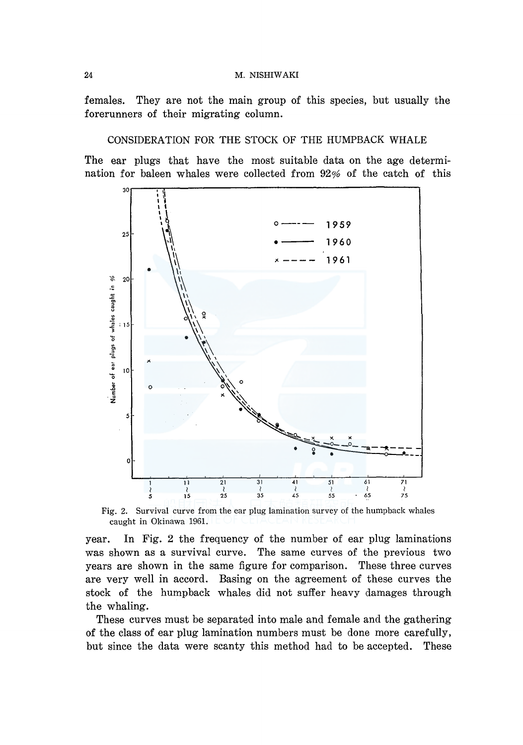females. They are not the main group of this species, but usually the forerunners of their migrating column.

## CONSIDERATION FOR THE STOCK OF THE HUMPBACK WHALE

The ear plugs that have the most suitable data on the age determination for baleen whales were collected from 92% of the catch of this

Fig. 2. Survival curve from the ear plug lamination survey of the humpback whales caught in Okinawa 1961.

year. In Fig. 2 the frequency of the number of ear plug laminations was shown as a survival curve. The same curves of the previous two years are shown in the same figure for comparison. These three curves are very well in accord. Basing on the agreement of these curves the stock of the humpback whales did not suffer heavy damages through the whaling.

These curves must be separated into male and female and the gathering of the class of ear plug lamination numbers must be done more carefully, but since the data were scanty this method had to be accepted. These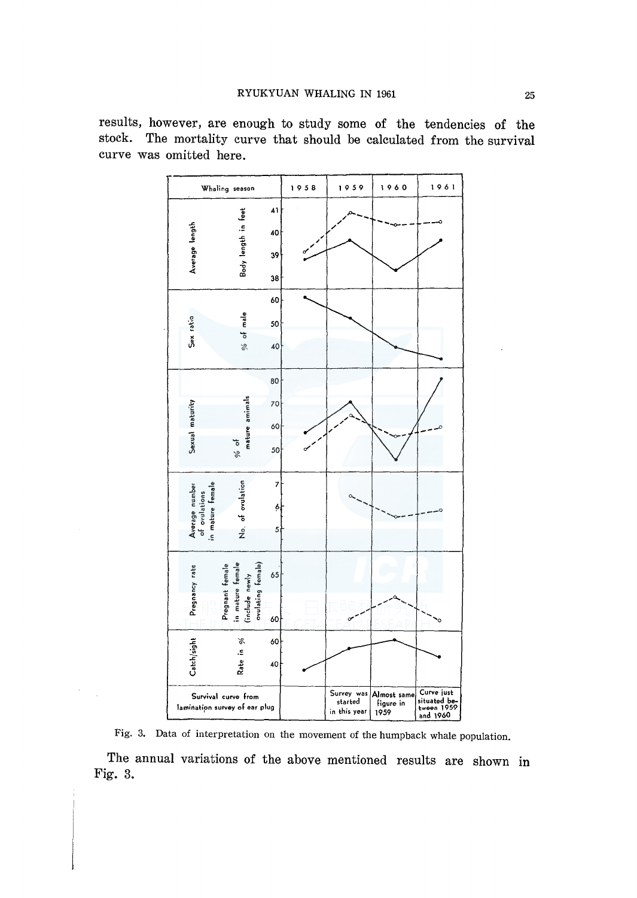results, however, are enough to study some of the tendencies of the stock. The mortality curve that should be calculated from the survival curve was omitted here.

| Whaling season | 1958 | 1959 | 1960 | 1961 |
|---|---|---|---|---|
| Survival curve from lamination survey of ear plug | | Survey was started in this year | Almost same figure in 1959 | Curve just situated between 1959 and 1960 |

Fig. 3. Data of interpretation on the movement of the humpback whale population.

The annual variations of the above mentioned results are shown in Fig. 3.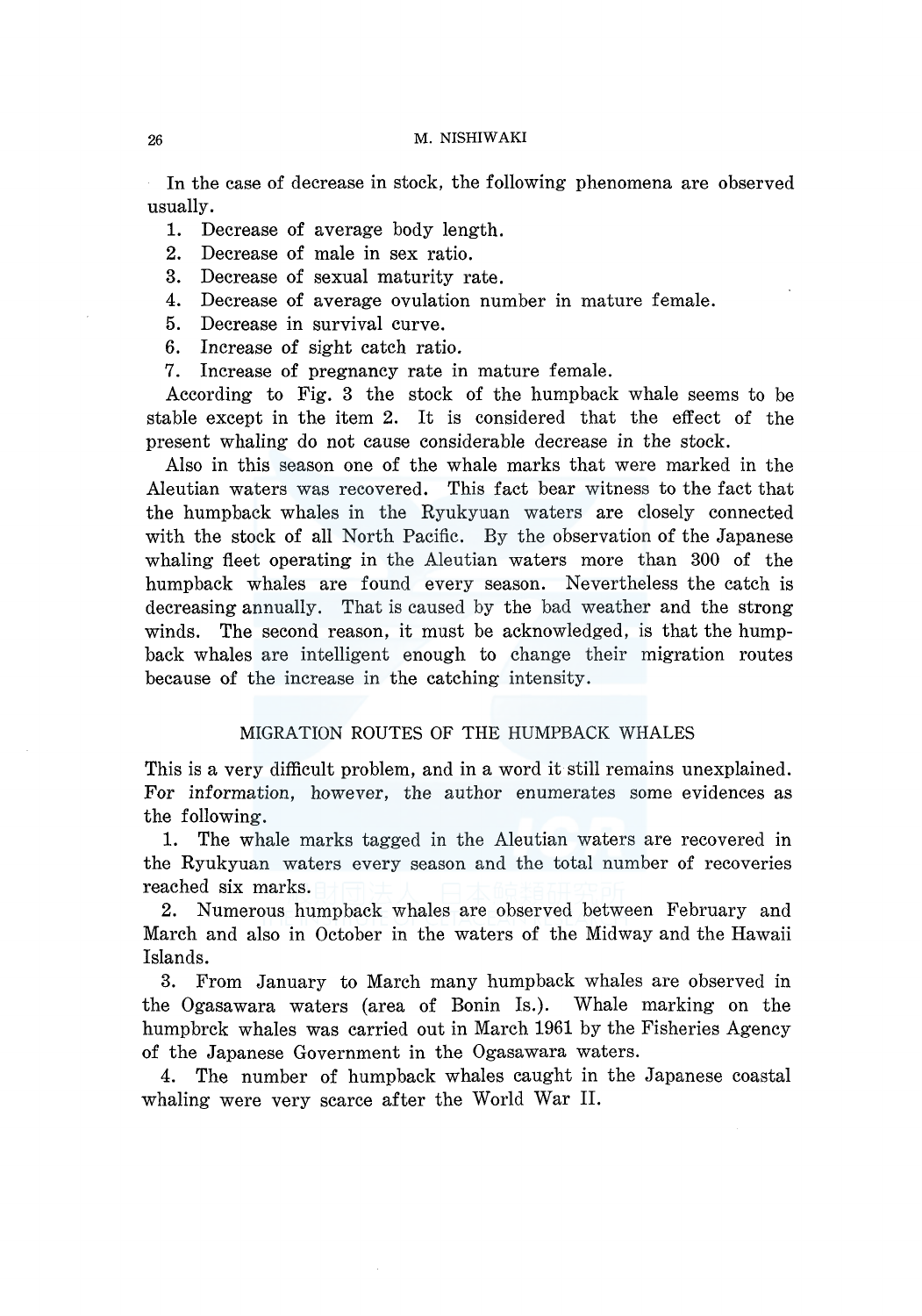In the case of decrease in stock, the following phenomena are observed usually.

1. Decrease of average body length.
2. Decrease of male in sex ratio.
3. Decrease of sexual maturity rate.
4. Decrease of average ovulation number in mature female.
5. Decrease in survival curve.
6. Increase of sight catch ratio.
7. Increase of pregnancy rate in mature female.

According to Fig. 3 the stock of the humpback whale seems to be stable except in the item 2. It is considered that the effect of the present whaling do not cause considerable decrease in the stock.

Also in this season one of the whale marks that were marked in the Aleutian waters was recovered. This fact bear witness to the fact that the humpback whales in the Ryukyuan waters are closely connected with the stock of all North Pacific. By the observation of the Japanese whaling fleet operating in the Aleutian waters more than 300 of the humpback whales are found every season. Nevertheless the catch is decreasing annually. That is caused by the bad weather and the strong winds. The second reason, it must be acknowledged, is that the humpback whales are intelligent enough to change their migration routes because of the increase in the catching intensity.

## MIGRATION ROUTES OF THE HUMPBACK WHALES

This is a very difficult problem, and in a word it still remains unexplained. For information, however, the author enumerates some evidences as the following.

1. The whale marks tagged in the Aleutian waters are recovered in the Ryukyuan waters every season and the total number of recoveries reached six marks.
2. Numerous humpback whales are observed between February and March and also in October in the waters of the Midway and the Hawaii Islands.
3. From January to March many humpback whales are observed in the Ogasawara waters (area of Bonin Is.). Whale marking on the humpbrck whales was carried out in March 1961 by the Fisheries Agency of the Japanese Government in the Ogasawara waters.
4. The number of humpback whales caught in the Japanese coastal whaling were very scarce after the World War II.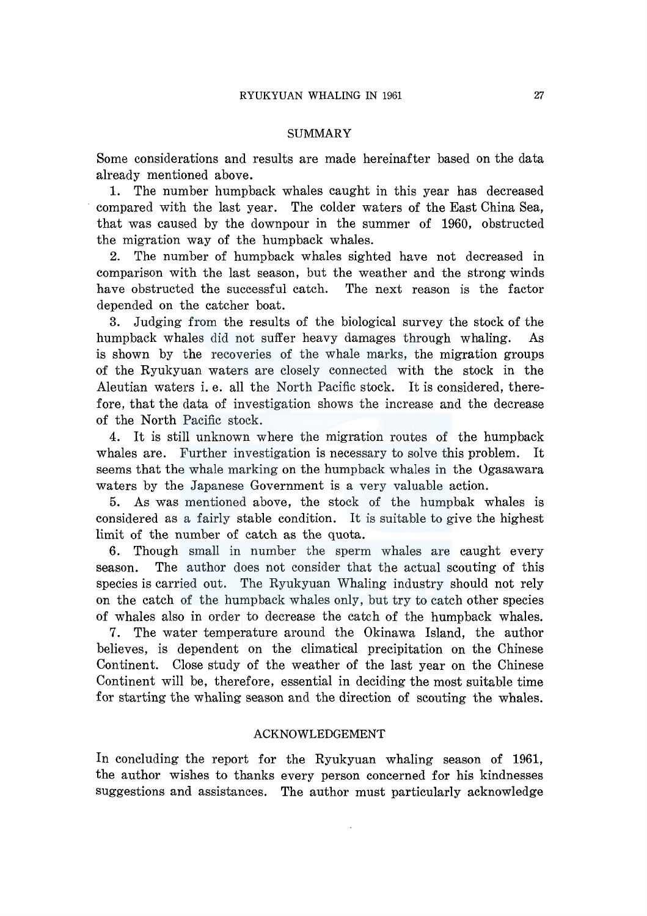## SUMMARY

Some considerations and results are made hereinafter based on the data already mentioned above.

1. The number humpback whales caught in this year has decreased compared with the last year. The colder waters of the East China Sea, that was caused by the downpour in the summer of 1960, obstructed the migration way of the humpback whales.

2. The number of humpback whales sighted have not decreased in comparison with the last season, but the weather and the strong winds have obstructed the successful catch. The next reason is the factor depended on the catcher boat.

3. Judging from the results of the biological survey the stock of the humpback whales did not suffer heavy damages through whaling. As is shown by the recoveries of the whale marks, the migration groups of the Ryukyuan waters are closely connected with the stock in the Aleutian waters i. e. all the North Pacific stock. It is considered, therefore, that the data of investigation shows the increase and the decrease of the North Pacific stock.

4. It is still unknown where the migration routes of the humpback whales are. Further investigation is necessary to solve this problem. It seems that the whale marking on the humpback whales in the Ogasawara waters by the Japanese Government is a very valuable action.

5. As was mentioned above, the stock of the humpbak whales is considered as a fairly stable condition. It is suitable to give the highest limit of the number of catch as the quota.

6. Though small in number the sperm whales are caught every season. The author does not consider that the actual scouting of this species is carried out. The Ryukyuan Whaling industry should not rely on the catch of the humpback whales only, but try to catch other species of whales also in order to decrease the catch of the humpback whales.

7. The water temperature around the Okinawa Island, the author believes, is dependent on the climatical precipitation on the Chinese Continent. Close study of the weather of the last year on the Chinese Continent will be, therefore, essential in deciding the most suitable time for starting the whaling season and the direction of scouting the whales.

## ACKNOWLEDGEMENT

In concluding the report for the Ryukyuan whaling season of 1961, the author wishes to thanks every person concerned for his kindnesses suggestions and assistances. The author must particularly acknowledge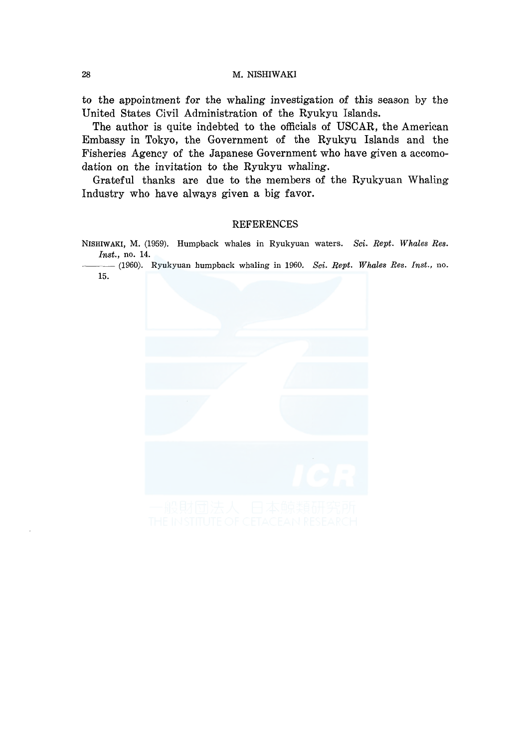to the appointment for the whaling investigation of this season by the United States Civil Administration of the Ryukyu Islands.

The author is quite indebted to the officials of USCAR, the American Embassy in Tokyo, the Government of the Ryukyu Islands and the Fisheries Agency of the Japanese Government who have given a accomodation on the invitation to the Ryukyu whaling.

Grateful thanks are due to the members of the Ryukyuan Whaling Industry who have always given a big favor.

## REFERENCES

NISHIWAKI, M. (1959). Humpback whales in Ryukyuan waters. *Sci. Rept. Whales Res. Inst.*, no. 14.

——— (1960). Ryukyuan humpback whaling in 1960. *Sci. Rept. Whales Res. Inst.*, no. 15.